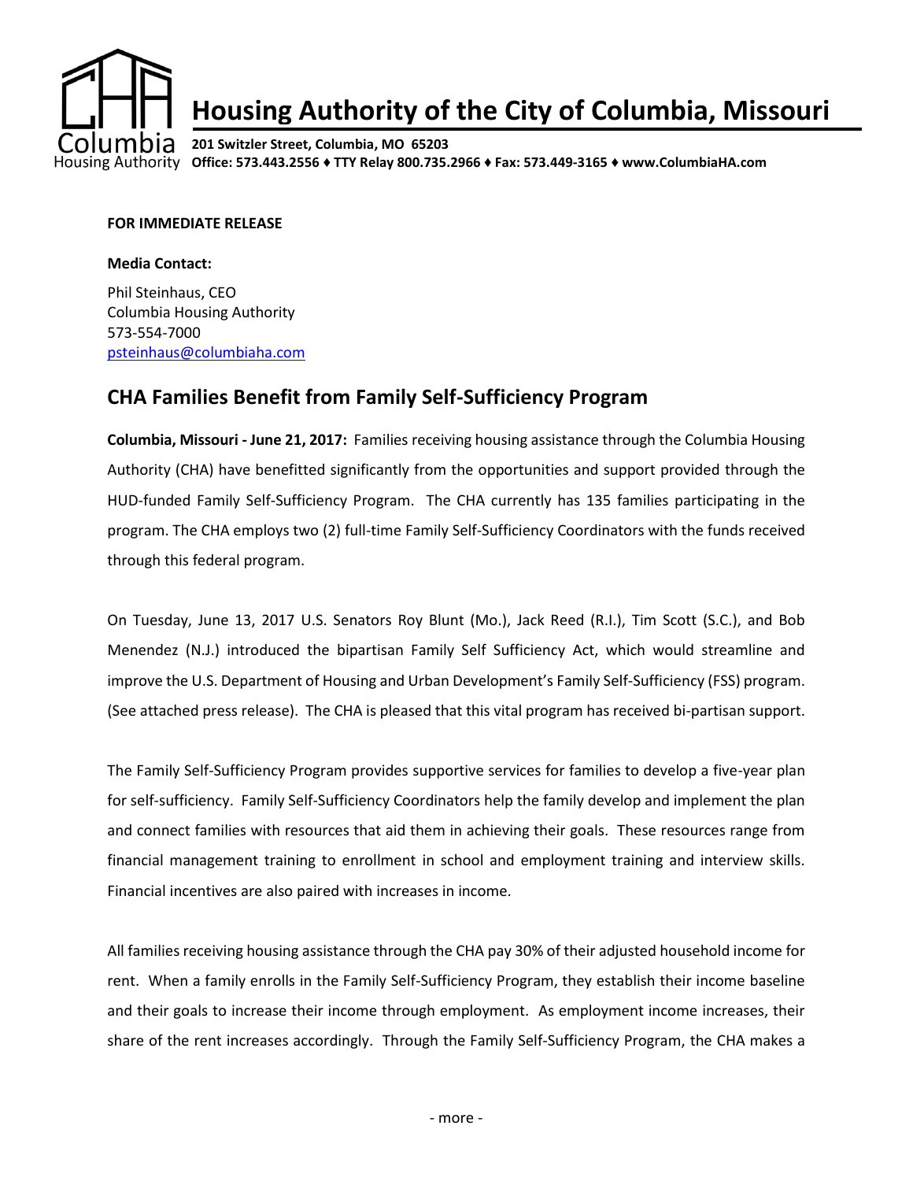# Housing Authority of the City of Columbia, Missouri

**201 Switzler Street, Columbia, MO 65203**
**Office: 573.443.2556 ♦ TTY Relay 800.735.2966 ♦ Fax: 573-449-3165 ♦ www.ColumbiaHA.com**

**FOR IMMEDIATE RELEASE**

**Media Contact:**

Phil Steinhaus, CEO
Columbia Housing Authority
573-554-7000
psteinhaus@columbiaha.com

## CHA Families Benefit from Family Self-Sufficiency Program

**Columbia, Missouri - June 21, 2017:** Families receiving housing assistance through the Columbia Housing Authority (CHA) have benefitted significantly from the opportunities and support provided through the HUD-funded Family Self-Sufficiency Program. The CHA currently has 135 families participating in the program. The CHA employs two (2) full-time Family Self-Sufficiency Coordinators with the funds received through this federal program.

On Tuesday, June 13, 2017 U.S. Senators Roy Blunt (Mo.), Jack Reed (R.I.), Tim Scott (S.C.), and Bob Menendez (N.J.) introduced the bipartisan Family Self Sufficiency Act, which would streamline and improve the U.S. Department of Housing and Urban Development's Family Self-Sufficiency (FSS) program. (See attached press release). The CHA is pleased that this vital program has received bi-partisan support.

The Family Self-Sufficiency Program provides supportive services for families to develop a five-year plan for self-sufficiency. Family Self-Sufficiency Coordinators help the family develop and implement the plan and connect families with resources that aid them in achieving their goals. These resources range from financial management training to enrollment in school and employment training and interview skills. Financial incentives are also paired with increases in income.

All families receiving housing assistance through the CHA pay 30% of their adjusted household income for rent. When a family enrolls in the Family Self-Sufficiency Program, they establish their income baseline and their goals to increase their income through employment. As employment income increases, their share of the rent increases accordingly. Through the Family Self-Sufficiency Program, the CHA makes a

- more -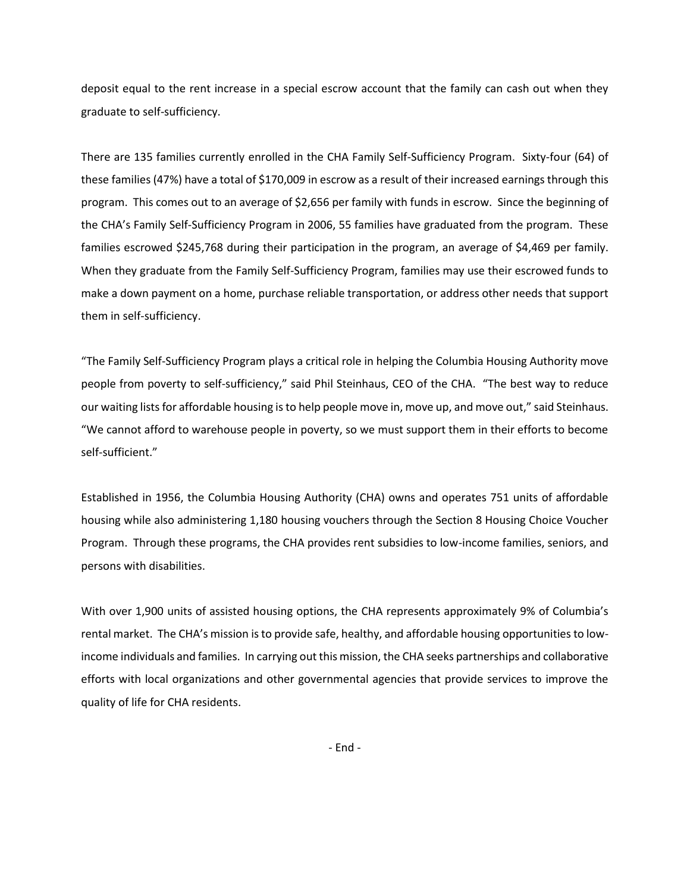deposit equal to the rent increase in a special escrow account that the family can cash out when they graduate to self-sufficiency.

There are 135 families currently enrolled in the CHA Family Self-Sufficiency Program. Sixty-four (64) of these families (47%) have a total of $170,009 in escrow as a result of their increased earnings through this program. This comes out to an average of $2,656 per family with funds in escrow. Since the beginning of the CHA's Family Self-Sufficiency Program in 2006, 55 families have graduated from the program. These families escrowed $245,768 during their participation in the program, an average of $4,469 per family. When they graduate from the Family Self-Sufficiency Program, families may use their escrowed funds to make a down payment on a home, purchase reliable transportation, or address other needs that support them in self-sufficiency.

"The Family Self-Sufficiency Program plays a critical role in helping the Columbia Housing Authority move people from poverty to self-sufficiency," said Phil Steinhaus, CEO of the CHA. "The best way to reduce our waiting lists for affordable housing is to help people move in, move up, and move out," said Steinhaus. "We cannot afford to warehouse people in poverty, so we must support them in their efforts to become self-sufficient."

Established in 1956, the Columbia Housing Authority (CHA) owns and operates 751 units of affordable housing while also administering 1,180 housing vouchers through the Section 8 Housing Choice Voucher Program. Through these programs, the CHA provides rent subsidies to low-income families, seniors, and persons with disabilities.

With over 1,900 units of assisted housing options, the CHA represents approximately 9% of Columbia's rental market. The CHA's mission is to provide safe, healthy, and affordable housing opportunities to low-income individuals and families. In carrying out this mission, the CHA seeks partnerships and collaborative efforts with local organizations and other governmental agencies that provide services to improve the quality of life for CHA residents.

- End -